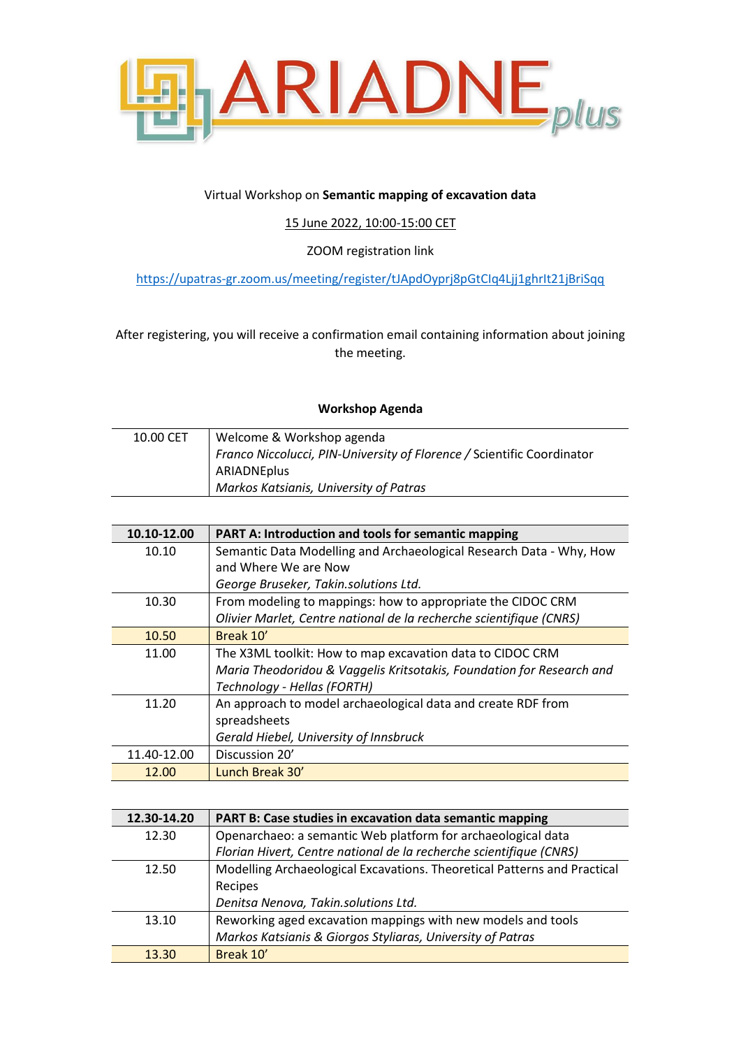# ARIADNEplus

Virtual Workshop on **Semantic mapping of excavation data**

15 June 2022, 10:00-15:00 CET

ZOOM registration link

https://upatras-gr.zoom.us/meeting/register/tJApdOyprj8pGtCIq4Ljj1ghrIt21jBriSqq

After registering, you will receive a confirmation email containing information about joining the meeting.

**Workshop Agenda**

| | |
|---|---|
| 10.00 CET | Welcome & Workshop agenda<br>*Franco Niccolucci, PIN-University of Florence /* Scientific Coordinator ARIADNEplus<br>*Markos Katsianis, University of Patras* |

| **10.10-12.00** | **PART A: Introduction and tools for semantic mapping** |
|---|---|
| 10.10 | Semantic Data Modelling and Archaeological Research Data - Why, How and Where We are Now<br>*George Bruseker, Takin.solutions Ltd.* |
| 10.30 | From modeling to mappings: how to appropriate the CIDOC CRM<br>*Olivier Marlet, Centre national de la recherche scientifique (CNRS)* |
| 10.50 | Break 10' |
| 11.00 | The X3ML toolkit: How to map excavation data to CIDOC CRM<br>*Maria Theodoridou & Vaggelis Kritsotakis, Foundation for Research and Technology - Hellas (FORTH)* |
| 11.20 | An approach to model archaeological data and create RDF from spreadsheets<br>*Gerald Hiebel, University of Innsbruck* |
| 11.40-12.00 | Discussion 20' |
| 12.00 | Lunch Break 30' |

| **12.30-14.20** | **PART B: Case studies in excavation data semantic mapping** |
|---|---|
| 12.30 | Openarchaeo: a semantic Web platform for archaeological data<br>*Florian Hivert, Centre national de la recherche scientifique (CNRS)* |
| 12.50 | Modelling Archaeological Excavations. Theoretical Patterns and Practical Recipes<br>*Denitsa Nenova, Takin.solutions Ltd.* |
| 13.10 | Reworking aged excavation mappings with new models and tools<br>*Markos Katsianis & Giorgos Styliaras, University of Patras* |
| 13.30 | Break 10' |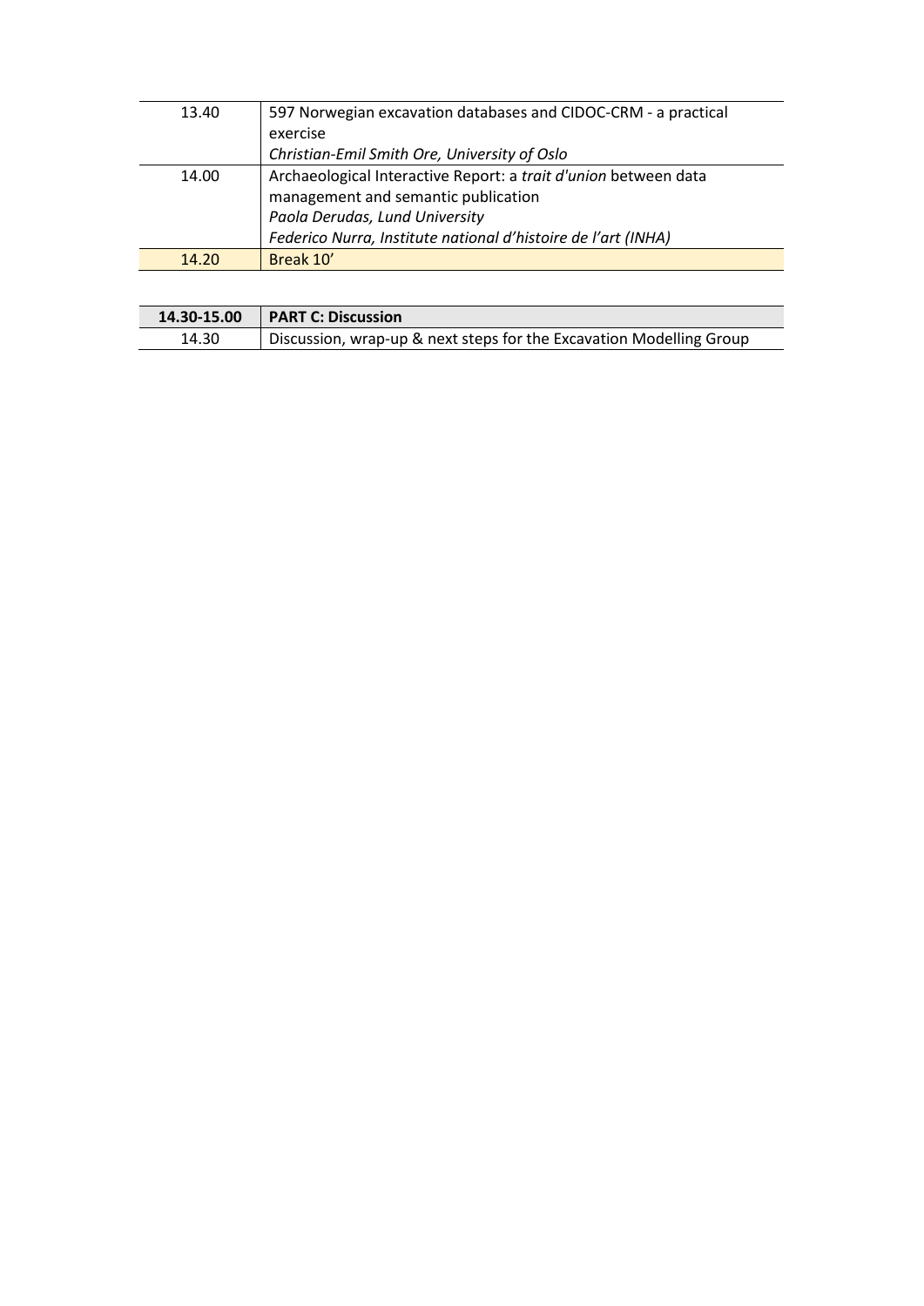| | |
|---|---|
| 13.40 | 597 Norwegian excavation databases and CIDOC-CRM - a practical exercise<br>*Christian-Emil Smith Ore, University of Oslo* |
| 14.00 | Archaeological Interactive Report: a *trait d'union* between data management and semantic publication<br>*Paola Derudas, Lund University*<br>*Federico Nurra, Institute national d'histoire de l'art (INHA)* |
| 14.20 | Break 10' |

| **14.30-15.00** | **PART C: Discussion** |
|---|---|
| 14.30 | Discussion, wrap-up & next steps for the Excavation Modelling Group |